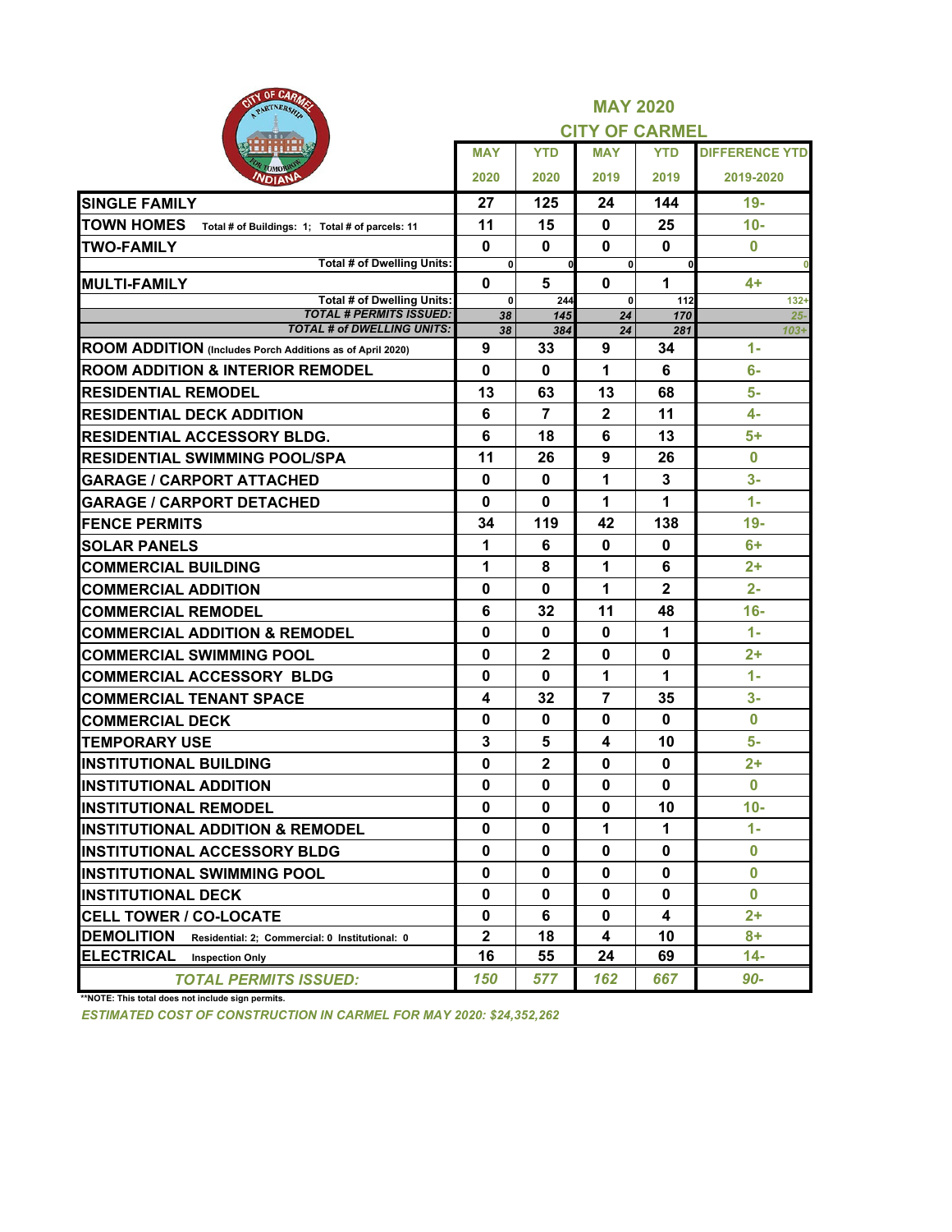# MAY 2020
## CITY OF CARMEL

| | MAY 2020 | YTD 2020 | MAY 2019 | YTD 2019 | DIFFERENCE YTD 2019-2020 |
|---|---|---|---|---|---|
| **SINGLE FAMILY** | 27 | 125 | 24 | 144 | 19- |
| **TOWN HOMES** Total # of Buildings: 1; Total # of parcels: 11 | 11 | 15 | 0 | 25 | 10- |
| **TWO-FAMILY** | 0 | 0 | 0 | 0 | 0 |
| Total # of Dwelling Units: | 0 | 0 | 0 | 0 | 0 |
| **MULTI-FAMILY** | 0 | 5 | 0 | 1 | 4+ |
| Total # of Dwelling Units: | 0 | 244 | 0 | 112 | 132+ |
| *TOTAL # PERMITS ISSUED:* | 38 | 145 | 24 | 170 | 25- |
| *TOTAL # of DWELLING UNITS:* | 38 | 384 | 24 | 281 | 103+ |
| **ROOM ADDITION** (Includes Porch Additions as of April 2020) | 9 | 33 | 9 | 34 | 1- |
| **ROOM ADDITION & INTERIOR REMODEL** | 0 | 0 | 1 | 6 | 6- |
| **RESIDENTIAL REMODEL** | 13 | 63 | 13 | 68 | 5- |
| **RESIDENTIAL DECK ADDITION** | 6 | 7 | 2 | 11 | 4- |
| **RESIDENTIAL ACCESSORY BLDG.** | 6 | 18 | 6 | 13 | 5+ |
| **RESIDENTIAL SWIMMING POOL/SPA** | 11 | 26 | 9 | 26 | 0 |
| **GARAGE / CARPORT ATTACHED** | 0 | 0 | 1 | 3 | 3- |
| **GARAGE / CARPORT DETACHED** | 0 | 0 | 1 | 1 | 1- |
| **FENCE PERMITS** | 34 | 119 | 42 | 138 | 19- |
| **SOLAR PANELS** | 1 | 6 | 0 | 0 | 6+ |
| **COMMERCIAL BUILDING** | 1 | 8 | 1 | 6 | 2+ |
| **COMMERCIAL ADDITION** | 0 | 0 | 1 | 2 | 2- |
| **COMMERCIAL REMODEL** | 6 | 32 | 11 | 48 | 16- |
| **COMMERCIAL ADDITION & REMODEL** | 0 | 0 | 0 | 1 | 1- |
| **COMMERCIAL SWIMMING POOL** | 0 | 2 | 0 | 0 | 2+ |
| **COMMERCIAL ACCESSORY BLDG** | 0 | 0 | 1 | 1 | 1- |
| **COMMERCIAL TENANT SPACE** | 4 | 32 | 7 | 35 | 3- |
| **COMMERCIAL DECK** | 0 | 0 | 0 | 0 | 0 |
| **TEMPORARY USE** | 3 | 5 | 4 | 10 | 5- |
| **INSTITUTIONAL BUILDING** | 0 | 2 | 0 | 0 | 2+ |
| **INSTITUTIONAL ADDITION** | 0 | 0 | 0 | 0 | 0 |
| **INSTITUTIONAL REMODEL** | 0 | 0 | 0 | 10 | 10- |
| **INSTITUTIONAL ADDITION & REMODEL** | 0 | 0 | 1 | 1 | 1- |
| **INSTITUTIONAL ACCESSORY BLDG** | 0 | 0 | 0 | 0 | 0 |
| **INSTITUTIONAL SWIMMING POOL** | 0 | 0 | 0 | 0 | 0 |
| **INSTITUTIONAL DECK** | 0 | 0 | 0 | 0 | 0 |
| **CELL TOWER / CO-LOCATE** | 0 | 6 | 0 | 4 | 2+ |
| **DEMOLITION** Residential: 2; Commercial: 0 Institutional: 0 | 2 | 18 | 4 | 10 | 8+ |
| **ELECTRICAL** Inspection Only | 16 | 55 | 24 | 69 | 14- |
| *TOTAL PERMITS ISSUED:* | 150 | 577 | 162 | 667 | 90- |

**NOTE: This total does not include sign permits.

*ESTIMATED COST OF CONSTRUCTION IN CARMEL FOR MAY 2020: $24,352,262*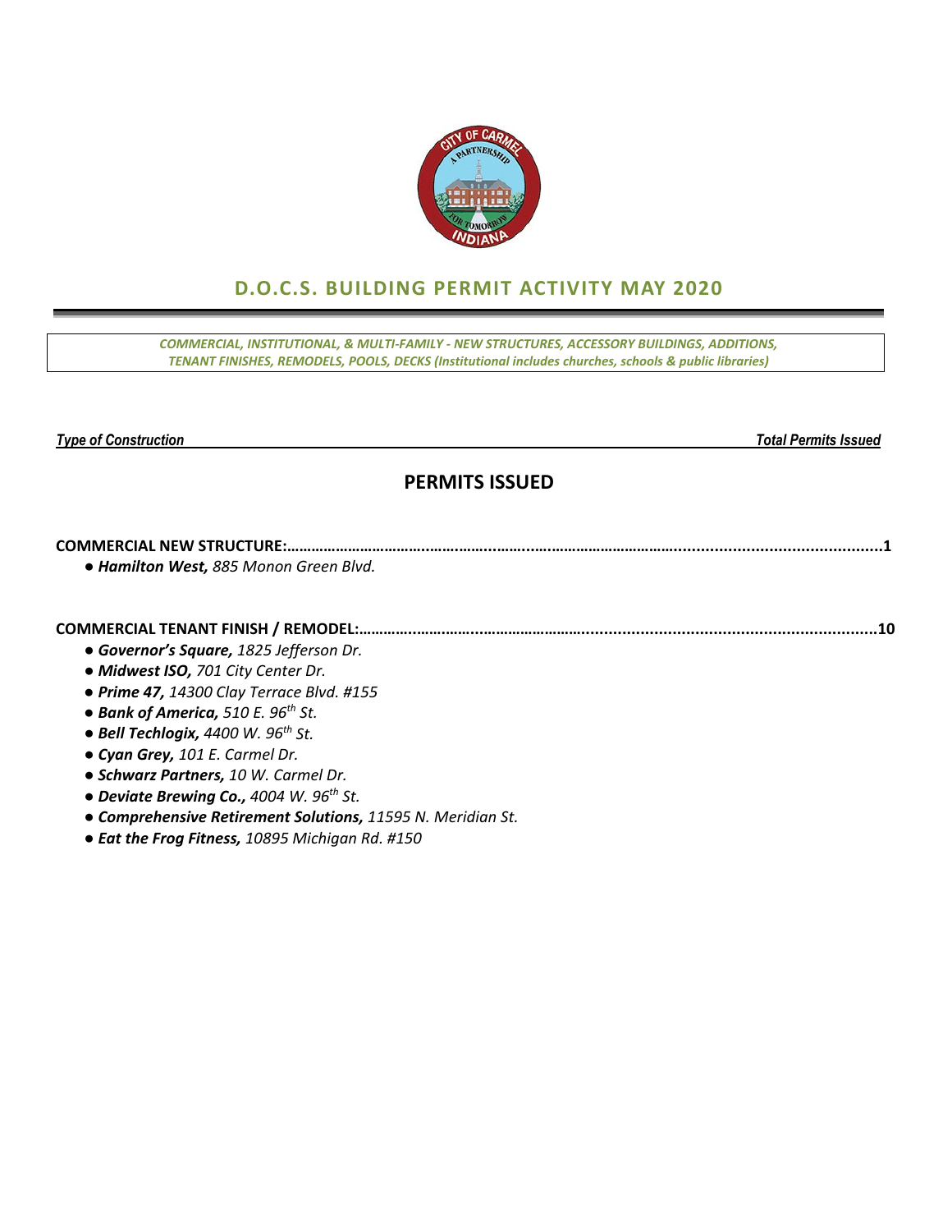## D.O.C.S. BUILDING PERMIT ACTIVITY MAY 2020

*COMMERCIAL, INSTITUTIONAL, & MULTI-FAMILY - NEW STRUCTURES, ACCESSORY BUILDINGS, ADDITIONS, TENANT FINISHES, REMODELS, POOLS, DECKS (Institutional includes churches, schools & public libraries)*

*Type of Construction* — *Total Permits Issued*

## PERMITS ISSUED

**COMMERCIAL NEW STRUCTURE:……………………………………………………………………………………………………………1**

- ***Hamilton West,*** *885 Monon Green Blvd.*

**COMMERCIAL TENANT FINISH / REMODEL:………………………………………………………………………………………………10**

- ***Governor's Square,*** *1825 Jefferson Dr.*
- ***Midwest ISO,*** *701 City Center Dr.*
- ***Prime 47,*** *14300 Clay Terrace Blvd. #155*
- ***Bank of America,*** *510 E. 96th St.*
- ***Bell Techlogix,*** *4400 W. 96th St.*
- ***Cyan Grey,*** *101 E. Carmel Dr.*
- ***Schwarz Partners,*** *10 W. Carmel Dr.*
- ***Deviate Brewing Co.,*** *4004 W. 96th St.*
- ***Comprehensive Retirement Solutions,*** *11595 N. Meridian St.*
- ***Eat the Frog Fitness,*** *10895 Michigan Rd. #150*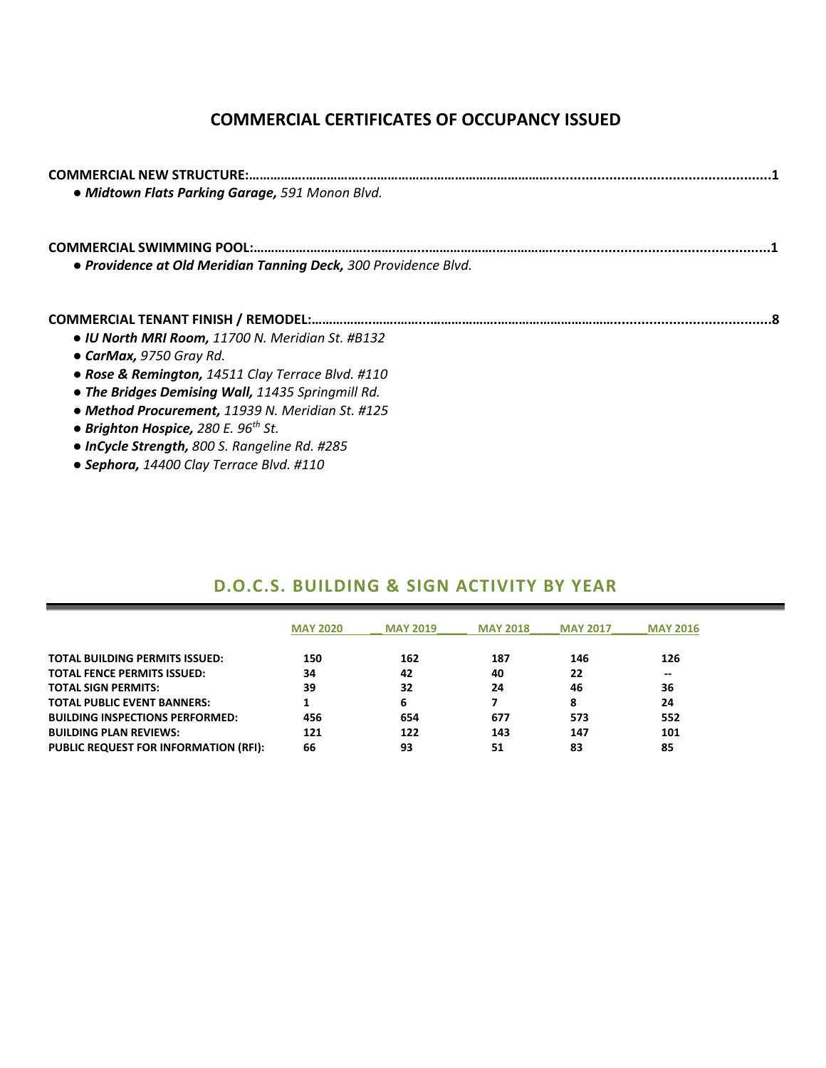# COMMERCIAL CERTIFICATES OF OCCUPANCY ISSUED

**COMMERCIAL NEW STRUCTURE:**……………………………………………………………………………………………………1

- ***Midtown Flats Parking Garage,*** *591 Monon Blvd.*

**COMMERCIAL SWIMMING POOL:**……………………………………………………………………………………………………1

- ***Providence at Old Meridian Tanning Deck,*** *300 Providence Blvd.*

**COMMERCIAL TENANT FINISH / REMODEL:**……………………………………………………………………………………………8

- ***IU North MRI Room,*** *11700 N. Meridian St. #B132*
- ***CarMax,*** *9750 Gray Rd.*
- ***Rose & Remington,*** *14511 Clay Terrace Blvd. #110*
- ***The Bridges Demising Wall,*** *11435 Springmill Rd.*
- ***Method Procurement,*** *11939 N. Meridian St. #125*
- ***Brighton Hospice,*** *280 E. 96th St.*
- ***InCycle Strength,*** *800 S. Rangeline Rd. #285*
- ***Sephora,*** *14400 Clay Terrace Blvd. #110*

## D.O.C.S. BUILDING & SIGN ACTIVITY BY YEAR

| | MAY 2020 | MAY 2019 | MAY 2018 | MAY 2017 | MAY 2016 |
|---|---|---|---|---|---|
| **TOTAL BUILDING PERMITS ISSUED:** | 150 | 162 | 187 | 146 | 126 |
| **TOTAL FENCE PERMITS ISSUED:** | 34 | 42 | 40 | 22 | -- |
| **TOTAL SIGN PERMITS:** | 39 | 32 | 24 | 46 | 36 |
| **TOTAL PUBLIC EVENT BANNERS:** | 1 | 6 | 7 | 8 | 24 |
| **BUILDING INSPECTIONS PERFORMED:** | 456 | 654 | 677 | 573 | 552 |
| **BUILDING PLAN REVIEWS:** | 121 | 122 | 143 | 147 | 101 |
| **PUBLIC REQUEST FOR INFORMATION (RFI):** | 66 | 93 | 51 | 83 | 85 |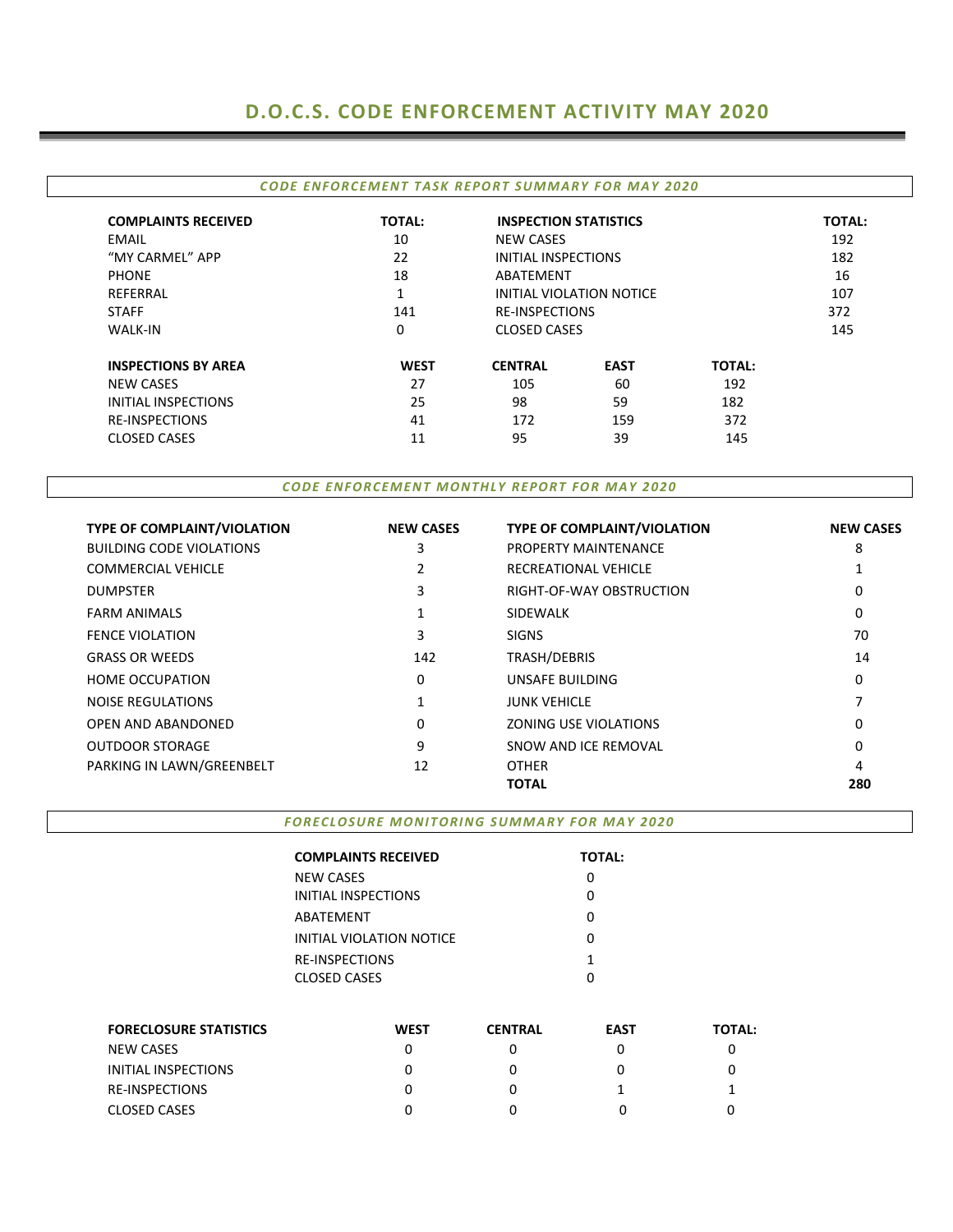# D.O.C.S. CODE ENFORCEMENT ACTIVITY MAY 2020

### *CODE ENFORCEMENT TASK REPORT SUMMARY FOR MAY 2020*

| COMPLAINTS RECEIVED | TOTAL: | INSPECTION STATISTICS | TOTAL: |
|---|---|---|---|
| EMAIL | 10 | NEW CASES | 192 |
| "MY CARMEL" APP | 22 | INITIAL INSPECTIONS | 182 |
| PHONE | 18 | ABATEMENT | 16 |
| REFERRAL | 1 | INITIAL VIOLATION NOTICE | 107 |
| STAFF | 141 | RE-INSPECTIONS | 372 |
| WALK-IN | 0 | CLOSED CASES | 145 |

| INSPECTIONS BY AREA | WEST | CENTRAL | EAST | TOTAL: |
|---|---|---|---|---|
| NEW CASES | 27 | 105 | 60 | 192 |
| INITIAL INSPECTIONS | 25 | 98 | 59 | 182 |
| RE-INSPECTIONS | 41 | 172 | 159 | 372 |
| CLOSED CASES | 11 | 95 | 39 | 145 |

### *CODE ENFORCEMENT MONTHLY REPORT FOR MAY 2020*

| TYPE OF COMPLAINT/VIOLATION | NEW CASES | TYPE OF COMPLAINT/VIOLATION | NEW CASES |
|---|---|---|---|
| BUILDING CODE VIOLATIONS | 3 | PROPERTY MAINTENANCE | 8 |
| COMMERCIAL VEHICLE | 2 | RECREATIONAL VEHICLE | 1 |
| DUMPSTER | 3 | RIGHT-OF-WAY OBSTRUCTION | 0 |
| FARM ANIMALS | 1 | SIDEWALK | 0 |
| FENCE VIOLATION | 3 | SIGNS | 70 |
| GRASS OR WEEDS | 142 | TRASH/DEBRIS | 14 |
| HOME OCCUPATION | 0 | UNSAFE BUILDING | 0 |
| NOISE REGULATIONS | 1 | JUNK VEHICLE | 7 |
| OPEN AND ABANDONED | 0 | ZONING USE VIOLATIONS | 0 |
| OUTDOOR STORAGE | 9 | SNOW AND ICE REMOVAL | 0 |
| PARKING IN LAWN/GREENBELT | 12 | OTHER | 4 |
| | | **TOTAL** | **280** |

### *FORECLOSURE MONITORING SUMMARY FOR MAY 2020*

| COMPLAINTS RECEIVED | TOTAL: |
|---|---|
| NEW CASES | 0 |
| INITIAL INSPECTIONS | 0 |
| ABATEMENT | 0 |
| INITIAL VIOLATION NOTICE | 0 |
| RE-INSPECTIONS | 1 |
| CLOSED CASES | 0 |

| FORECLOSURE STATISTICS | WEST | CENTRAL | EAST | TOTAL: |
|---|---|---|---|---|
| NEW CASES | 0 | 0 | 0 | 0 |
| INITIAL INSPECTIONS | 0 | 0 | 0 | 0 |
| RE-INSPECTIONS | 0 | 0 | 1 | 1 |
| CLOSED CASES | 0 | 0 | 0 | 0 |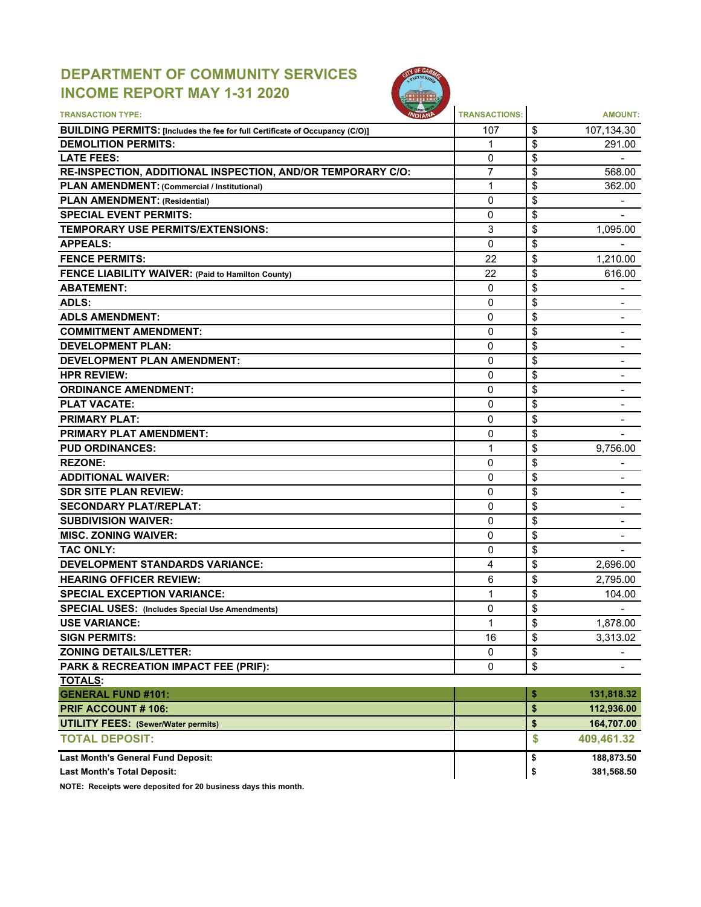# DEPARTMENT OF COMMUNITY SERVICES
## INCOME REPORT MAY 1-31 2020

| TRANSACTION TYPE: | TRANSACTIONS: | AMOUNT: |
|---|---|---|
| **BUILDING PERMITS:** [Includes the fee for full Certificate of Occupancy (C/O)] | 107 | $ 107,134.30 |
| **DEMOLITION PERMITS:** | 1 | $ 291.00 |
| **LATE FEES:** | 0 | $ - |
| **RE-INSPECTION, ADDITIONAL INSPECTION, AND/OR TEMPORARY C/O:** | 7 | $ 568.00 |
| **PLAN AMENDMENT:** (Commercial / Institutional) | 1 | $ 362.00 |
| **PLAN AMENDMENT:** (Residential) | 0 | $ - |
| **SPECIAL EVENT PERMITS:** | 0 | $ - |
| **TEMPORARY USE PERMITS/EXTENSIONS:** | 3 | $ 1,095.00 |
| **APPEALS:** | 0 | $ - |
| **FENCE PERMITS:** | 22 | $ 1,210.00 |
| **FENCE LIABILITY WAIVER:** (Paid to Hamilton County) | 22 | $ 616.00 |
| **ABATEMENT:** | 0 | $ - |
| **ADLS:** | 0 | $ - |
| **ADLS AMENDMENT:** | 0 | $ - |
| **COMMITMENT AMENDMENT:** | 0 | $ - |
| **DEVELOPMENT PLAN:** | 0 | $ - |
| **DEVELOPMENT PLAN AMENDMENT:** | 0 | $ - |
| **HPR REVIEW:** | 0 | $ - |
| **ORDINANCE AMENDMENT:** | 0 | $ - |
| **PLAT VACATE:** | 0 | $ - |
| **PRIMARY PLAT:** | 0 | $ - |
| **PRIMARY PLAT AMENDMENT:** | 0 | $ - |
| **PUD ORDINANCES:** | 1 | $ 9,756.00 |
| **REZONE:** | 0 | $ - |
| **ADDITIONAL WAIVER:** | 0 | $ - |
| **SDR SITE PLAN REVIEW:** | 0 | $ - |
| **SECONDARY PLAT/REPLAT:** | 0 | $ - |
| **SUBDIVISION WAIVER:** | 0 | $ - |
| **MISC. ZONING WAIVER:** | 0 | $ - |
| **TAC ONLY:** | 0 | $ - |
| **DEVELOPMENT STANDARDS VARIANCE:** | 4 | $ 2,696.00 |
| **HEARING OFFICER REVIEW:** | 6 | $ 2,795.00 |
| **SPECIAL EXCEPTION VARIANCE:** | 1 | $ 104.00 |
| **SPECIAL USES:** (Includes Special Use Amendments) | 0 | $ - |
| **USE VARIANCE:** | 1 | $ 1,878.00 |
| **SIGN PERMITS:** | 16 | $ 3,313.02 |
| **ZONING DETAILS/LETTER:** | 0 | $ - |
| **PARK & RECREATION IMPACT FEE (PRIF):** | 0 | $ - |
| **TOTALS:** | | |
| **GENERAL FUND #101:** | | **$ 131,818.32** |
| **PRIF ACCOUNT # 106:** | | **$ 112,936.00** |
| **UTILITY FEES:** (Sewer/Water permits) | | **$ 164,707.00** |
| **TOTAL DEPOSIT:** | | **$ 409,461.32** |
| **Last Month's General Fund Deposit:** | | **$ 188,873.50** |
| **Last Month's Total Deposit:** | | **$ 381,568.50** |

**NOTE: Receipts were deposited for 20 business days this month.**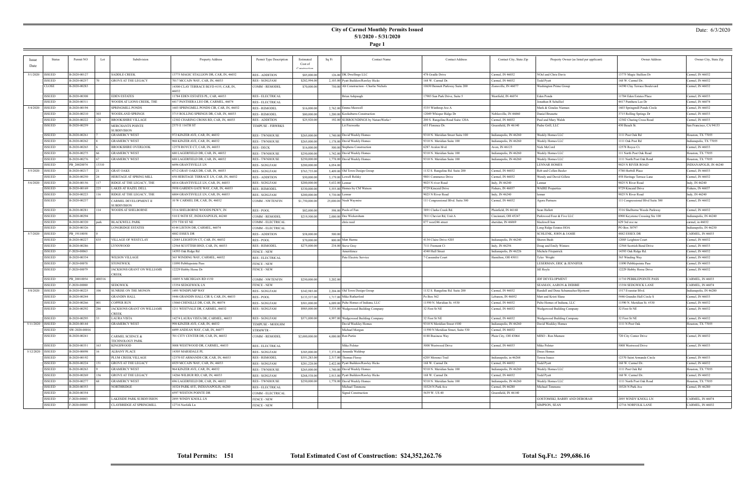# City of Carmel Monthly Permits Issued
## 5/1/2020 - 5/31/2020

Date: 6/3/2020

| Issue Date | Status | Permit NO | Lot | Subdivision | Property Address | Permit Type Description | Estimated Cost of Construction | Sq Ft | Contact Name | Contact Address | Contact City, State Zip | Property Owner (as listed per applicant) | Owner Address | Owner City, State Zip |
|---|---|---|---|---|---|---|---|---|---|---|---|---|---|---|
| 5/1/2020 | ISSUED | B-2020-00127 | | SADDLE CREEK | 13775 MAGIC STALLION DR, CAR, IN, 46032 | RES - ADDITION | $85,000.00 | 126.00 | DK Dwellings LLC | 478 Gradle Drive | Carmel, IN 46032 | NOel and Chris Davis | 13775 Magic Stallion Dr | Carmel, IN 46032 |
| | ISSUED | B-2020-00257 | 70 | GROVE AT THE LEGACY | 7017 MCCAIN WAY, CAR, IN, 46033 | RES - SGNLFAM | $282,994.00 | 2,103.00 | Pyatt Builders/Rawley Hicks | 168 W. Carmel Dr. | Carmel, IN 46032 | Todd Pyatt | 168 W. Carmel Dr. | Carmel, IN 46032 |
| | CLOSE | B-2020-00283 | | | 14300 CLAY TERRACE BLVD #155, CAR, IN, 46032 | COMM - REMODEL | $70,000.00 | 750.00 | Alt Construction - Charlie Nichols | 10650 Bennett Parkway Suite 200 | Zionsville, IN 46077 | Washington Prime Group | 14390 Clay Terrace Boulevard | Carmel, IN 46032 |
| | ISSUED | B-2020-00308 | | EDEN ESTATES | 11784 EDEN ESTATES PL, CAR, 46033 | RES - ELECTRICAL | | | Brian Ashpaugh | 17903 Sun Park Drive, Suite 5 | Westfield, IN 46074 | Eden Ponds | 11784 Eden Estates Place | Carmel, IN 46033 |
| | ISSUED | B-2020-00311 | | WOODS AT LIONS CREEK, THE | 4417 PANTHERA LEO DR, CARMEL, 46074 | RES - ELECTRICAL | | | | | | Jonathan R Schallioi | 4417 Panthera Leo Dr | Carmel, IN 46074 |
| 5/4/2020 | ISSUED | B-2020-00194 | | SPRINGMILL PONDS | 1603 SPRINGMILL PONDS CIR, CAR, IN, 46032 | RES - REMODEL | $16,000.00 | 2,762.00 | Emma Maxwell | 5335 Winthrop Ave A | | Mark & Ginalee Nieman | 1603 Springmill Ponds Circle | Carmel, IN 46032 |
| | ISSUED | B-2020-00210 | 303 | WOODLAND SPRINGS | 3715 ROLLING SPRINGS DR, CAR, IN, 46033 | RES - REMODEL | $80,000.00 | 1,200.00 | Kookaburra Construction | 12049 Whisper Ridge Dr | Noblesville, IN 46060 | Daniel Brunette | 3715 Rolling Springs Dr | Carmel, IN 46033 |
| | ISSUED | B-2020-00222 | 128 | BROOKSHIRE VILLAGE | 12302 CHARING CROSS RD, CAR, IN, 46033 | RES - ADDITION | $25,920.00 | 192.00 | SURROUNDINGS by NatureWorks+ | 200 S. Rangeline Road Suite 120A | Carmel, IN 46032 | Paul and Mary Walsh | 12302 Charing Cross Road | Carmel, IN 46033 |
| | ISSUED | B-2020-00259 | | MERCHANTS POINTE SUBDIVISION | 2575 E 116TH ST | TEMPUSE - FIRWRKS | | | Lit Fireworks | 653 Florence Dr. | Greenfield, IN 46140 | Padre Grill, LLC | 450 Beach St. | San Francisco, CA 94133 |
| | ISSUED | B-2020-00261 | 7 | GRAMERCY WEST | 972 KINZER AVE, CAR, IN, 46032 | RES - TWNHOUSE | $265,000.00 | 1,740.00 | David Weekly Homes | 9310 N. Meridian Street Suite 100 | Indianapolis, IN 46260 | Weekly Homes LLC | 1111 Post Oak Rd | Houston, TX 77055 |
| | ISSUED | B-2020-00262 | 8 | GRAMERCY WEST | 968 KINZER AVE, CAR, IN, 46032 | RES - TWNHOUSE | $265,000.00 | 1,178.00 | David Weekly Homes | 9310 N. Meridian Suite 100 | Indianapolis, IN 46260 | Weekly Homes LLC | 1111 Oak Post Rd | Indianapolis, TX 77055 |
| | ISSUED | B-2020-00265 | 6 | BROOKSHIRE OVERLOOK | 12578 ROYCE CT, CAR, IN, 46033 | RES - DECK | $16,000.00 | 500.00 | Stephens Construction | 6287 Avalon blvd. | Avon, IN 46123 | Nick McCord | 12578 Royce Ct. | Carmel, IN 46033 |
| | ISSUED | B-2020-00275 | 66 | GRAMERCY WEST | 680 LAGERFIELD DR, CAR, IN, 46032 | RES - TWNHOUSE | $250,000.00 | 1,742.00 | David Weekly Homes | 9310 N. Meridian Suite 100 | Indianapolis, IN 46260 | Weekly Homes LLC | 111 North Post Oak Road | Houston, TX 77055 |
| | ISSUED | B-2020-00276 | 67 | GRAMERCY WEST | 688 LAGERFIELD DR, CAR, IN, 46032 | RES - TWNHOUSE | $250,000.00 | 1,778.00 | David Weekly Homes | 9310 N. Meridian Suite 100 | Indianapolis, IN 46260 | Weekly Homes LLC | 1111 North Post Oak Road | Houston, TX 77055 |
| | ISSUED | PB_20020074 | 13310 | | 6696 GRANTSVILLE LN | RES - SGNLFAM | $200,000.00 | 6,054.00 | | | | LENNAR HOMES | 9025 N RIVER ROAD | INDIANAPOLIS, IN 46240 |
| 5/5/2020 | ISSUED | B-2020-00217 | 21 | GRAY OAKS | 4712 GRAY OAKS DR, CAR, IN, 46033 | RES - SGNLFAM | $763,735.00 | 5,409.00 | Old Town Design Group | 1132 S. Rangeline Rd. Suite 200 | Carmel, IN 46032 | Rob and Collen Beeler | 5780 Horhill Place | Carmel, IN 46033 |
| | ISSUED | B-2020-00250 | 24 | HERITAGE AT SPRING MILL | 458 HERITAGE TERRACE LN, CAR, IN, 46032 | RES - ADDITION | $80,000.00 | 3,179.00 | Lowell Rolsky | 9801 Commerce Drive | Carmel, IN 46032 | Wendy and David Gillete | 458 Heritage Terrace Lane | Carmel, IN 46032 |
| 5/6/2020 | ISSUED | B-2020-00156 | 117 | RIDGE AT THE LEGACY, THE | 6816 GRANTSVILLE LN, CAR, IN, 46033 | RES - SGNLFAM | $200,000.00 | 5,632.00 | Lennar | 9025 N river Road | Indy, IN 46240 | Lennar | 9025 N River Road | Indy, IN 46240 |
| | ISSUED | B-2020-00169 | 225 | LAKES AT HAZEL DELL | 5958 GARDEN GATE WAY, CAR, IN, 46033 | RES - REMODEL | $330,000.00 | 5,555.00 | Homes by CM Watson | 9729 Kincaid Drive | Fishers, IN 46037 | WAIRE Properties | 9729 Kincaid Drive | Fishers, IN 46037 |
| | ISSUED | B-2020-00223 | 116 | RIDGE AT THE LEGACY, THE | 6804 GRANTSVILLE LN, CAR, IN, 46033 | RES - SGNLFAM | $200,000.00 | 5,730.00 | Lennar | 9025 N River Road | Indy, IN 46240 | lennar | 9025 N River Road | Indy, IN 46240 |
| | ISSUED | B-2020-00237 | | CARMEL DEVELOPMENT II SUBDIVISION | 10 W CARMEL DR, CAR, IN, 46032 | COMM - NWTENFIN | $1,750,000.00 | 25,000.00 | Noah Waymire | 111 Congressional Blvd. Suite 300 | Carmel, IN 46032 | Agora Partners | 111 Congressional Blvd Suite 300 | Carmel, IN 46032 |
| | ISSUED | B-2020-00281 | 114 | WOODS AT SHELBORNE | 3316 SHELBORNE WOODS PKWY, IN | RES - POOL | $82,000.00 | 598.00 | Pools of Fun | 3891 Clarks Creek Rd. | Plainfield, IN 46168 | Sean Hallett | 3316 Shelborne Woods Parkway | Carmel, IN 46032 |
| | ISSUED | B-2020-00294 | | | 510 E 96TH ST, INDIANAPOLIS, 46240 | COMM - REMODEL | $219,500.00 | 2,000.00 | Dee Wickersham | 7811 Cheviot Rd, Unit A | Cincinnati, OH 45247 | Parkwood Four & Five LLC | 8900 Keystone Crossing Ste 100 | Indianapolis, IN 46240 |
| | ISSUED | B-2020-00320 | park | BLACKWELL PARK | 275 7TH ST NE | COMM - ELECTRICAL | | | chris reed | 877 west246 street | sheridan, IN 46069 | blackwell hoa | 629 3rd ave ne | carmel, in 46032 |
| | ISSUED | B-2020-00326 | | LONGRIDGE ESTATES | 4144 LISTON DR, CARMEL, 46074 | COMM - ELECTRICAL | | | | | | Long Ridge Estates HOA | PO Box 30797 | Indianapolis, IN 46230 |
| 5/7/2020 | ISSUED | PB_19110058 | 0 | | 4882 ESSEX DR | RES - ADDITION | $58,000.00 | 500.00 | | | | SCHLENK, JOHN & JAMIE | 4882 ESSEX DR | CARMEL, IN 46033 |
| | ISSUED | B-2020-00227 | 835 | VILLAGE OF WESTCLAY | 12085 LEIGHTON CT, CAR, IN, 46032 | RES - POOL | $70,000.00 | 800.00 | Matt Harms | 4134 Claire Drive #203 | Indianapolis, IN 46240 | Shawn Bush | 12085 Leighton Court | Carmel, IN 46032 |
| | ISSUED | B-2020-00286 | | LYNNWOOD | 12564 SCOTTISH BND, CAR, IN, 46033 | RES - REMODEL | $275,000.00 | 234.00 | Steve Gray | 7111 Fremont Ct | Indy, IN 46256 | Doug and Emily Winters | 12564 Scottish Bend Drive | Carmel, IN 46033 |
| | ISSUED | F-2020-00063 | | | 14393 Oak Ridge Rd | FENCE - NEW | | | Amerifence | 4340 Hull Street | Indianapolis, IN 46226 | Michele Fitzpatrick | 14393 Oak Ridge Rd. | Carmel, IN 46032 |
| | ISSUED | B-2020-00334 | | WILSON VILLAGE | 365 WINDING WAY, CARMEL, 46032 | RES - ELECTRICAL | | | Pate Electric Service | 7 Cassandra Court | Hamilton, OH 45011 | Tyler Wright | 365 Winding Way | Carmel, IN 46032 |
| | ISSUED | F-2020-00078 | | STONEWICK | 11890 Pebblepointe Pass | FENCE - NEW | | | | | | LESERMAN, ERIC & JENNIFER | 11890 Pebblepointe Pass | Carmel, IN 46033 |
| | ISSUED | F-2020-00079 | | JACKSONS GRANT ON WILLIAMS CREEK | 12229 Hobby Horse Dr | FENCE - NEW | | | | | | Jill Hoyle | 12229 Hobby Horse Drive | Carmel, IN 46032 |
| | ISSUED | PB_20010054 | 400316 | | 10895 N MICHIGAN RD #150 | COMM - NWTENFIN | $250,000.00 | 3,202.00 | | | | JDF DEVELOPMENT | 11710 PEBBLEPOINTE PASS | CARMEL, IN 46033 |
| | ISSUED | F-2020-00080 | | SEDGWICK | 13354 SEDGEWICK LN | FENCE - NEW | | | | | | SEAMAN, AARON & DEBBIE | 13354 SEDGWICK LANE | CARMEL, IN 46074 |
| 5/8/2020 | ISSUED | B-2020-00225 | 106 | SUNRISE ON THE MONON | 1495 WINDPUMP WAY | RES - SGNLFAM | $342,985.00 | 2,204.00 | Old Town Design Group | 1132 S. Rangeline Rd. Suite 200 | Carmel, IN 46032 | Randall and Dena Schumacher/Bjortemt | 1517 Evanstar Blvd. | Indianapolis, IN 46280 |
| | ISSUED | B-2020-00244 | | GRANDIN HALL | 5446 GRANDIN HALL CIR S, CAR, IN, 46033 | RES - POOL | $133,537.00 | 1,717.00 | Mike Rutherford | Po Box 562 | Lebanon, IN 46052 | Matt and Kristi Slane | 5446 Grandin Hall Circle S | Carmel, IN 46033 |
| | ISSUED | B-2020-00266 | 001 | COPPER RUN | 13060 CHENILLE DR, CAR, IN, 46074 | RES - SGNLFAM | $501,000.00 | 6,009.00 | Pulte Homes of Indiana, LLC | 11590 N. Meridian St. #530 | Carmel, IN 46032 | Pulte Homes of Indiana, LLC | 11590 N. Meridian St. #530 | Carmel, IN 46032 |
| | ISSUED | B-2020-00292 | 286 | JACKSONS GRANT ON WILLIAMS CREEK | 1211 WESTVALE DR, CARMEL, 46032 | RES - SGNLFAM | $985,000.00 | 7,335.00 | Wedgewood Building Company | 32 First St NE | Carmel, IN 46032 | Wedgewood Building Company | 32 First St NE | Carmel, IN 46032 |
| | ISSUED | B-2020-00295 | 33 | LAURA VISTA | 14274 LAURA VISTA DR, CARMEL, 46033 | RES - SGNLFAM | $571,000.00 | 4,997.00 | Wedgewood Building Company | 32 First St NE | Carmel, IN 46032 | Wedgewood Building Company | 32 First St NE | Carmel, IN 46032 |
| 5/11/2020 | ISSUED | B-2020-00144 | | GRAMERCY WEST | 998 KINZER AVE, CAR, IN, 46032 | TEMPUSE - MODLHM | | | David Weekley Homes | 9310 N Meridian Street #100 | Indianapolis, IN 46260 | David Weekley Homes | 1111 N Post Oak | Houston, TX 77055 |
| | ISSUED | SW-2020-00016 | | | 4499 ANDEAN WAY, CAR, IN, 46077 | STRMWTR - | | | Michael Morgan | 11590 N Meridian Street, Suite 530 | Carmel, IN 46032 | | | |
| | ISSUED | B-2020-00241 | | CARMEL SCIENCE & TECHNOLOGY PARK | 701 CITY CENTER DR, CAR, IN, 46032 | COMM - REMODEL | $2,000,000.00 | 4,000.00 | Ron Puttin | 8188 Business Way | Plain City, OH 43064 | MISO - Ron Mumaw | 720 City Center Drive | Carmel, IN 46032 |
| | ISSUED | B-2020-00351 | 163 | KINGSWOOD | 5008 WESTWOOD DR, CARMEL, 46033 | RES - ELECTRICAL | | | Mike Polster | 5008 Westwood Drive | Carmel, IN 46033 | Mike Polster | 5008 Westwood Drive | Carmel, IN 46033 |
| 5/12/2020 | ISSUED | B-2020-00098 | 16 | ALBANY PLACE | 14305 MARSDALE PL | RES - SGNLFAM | $585,000.00 | 7,373.00 | Amanda Waldrup | | | Drees Homes | | |
| | ISSUED | B-2020-00192 | | PLUM CREEK VILLAGE | 12370 ST ARMANDS CIR, CAR, IN, 46033 | RES - REMODEL | $351,283.00 | 2,317.00 | Thomas Florey | 6205 Moremi Trail | Indianapolis, in 46268 | Teresa Isaacs | 12370 Saint Armands Circle | Carmel, IN 46033 |
| | ISSUED | B-2020-00224 | 151 | GROVE AT THE LEGACY | 6929 MCCAIN WAY, CAR, IN, 46033 | RES - SGNLFAM | $281,228.00 | 2,422.00 | Pyatt Builders/Rawley Hicks | 168 W. Carmel Dr. | Carmel, IN 46032 | Todd Pyatt | 168 W. Carmel Dr. | Carmel, IN 46032 |
| | ISSUED | B-2020-00263 | 9 | GRAMERCY WEST | 964 KINZER AVE, CAR, IN, 46032 | RES - TWNHOUSE | $265,000.00 | 1,740.00 | David Weekly Homes | 9310 N. Meridian Suite 100 | Indianapolis, IN 46260 | Weekly Homes LLC | 1111 Post Oak Rd | Houston, TX 77055 |
| | ISSUED | B-2020-00269 | 156 | GROVE AT THE LEGACY | 14266 WILBUR RD, CAR, IN, 46033 | RES - SGNLFAM | $268,538.00 | 2,913.00 | Pyatt Builders/Rawley Hicks | 168 W. Carmel Dr. | Carmel, IN 46032 | Todd Pyatt | 168 W. Carmel Dr. | Carmel, IN 46032 |
| | ISSUED | B-2020-00277 | 68 | GRAMERCY WEST | 696 LAGERFIELD DR, CAR, IN, 46032 | RES - TWNHOUSE | $250,000.00 | 1,778.00 | David Weekly Homes | 9310 N. Meridian Suite 100 | Indianapolis, IN 46260 | Weekly Homes LLC | 1111 North Post Oak Road | Houston, TX 77055 |
| | ISSUED | B-2020-00353 | | NORTHRIDGE | 10324 PARK AVE, INDIANAPOLIS, 46280 | RES - ELECTRICAL | | | Michael Timmons | 10324 N Park Ave | Carmel, IN 46280 | Michael Timmons | 10324 N Park Ave | Carmel, IN 46280 |
| | ISSUED | B-2020-00354 | | | 4597 WESTON POINTE DR | COMM - ELECTRICAL | | | Signal Construction | 5639 W. US 40 | Greenfield, IN 46140 | | | |
| | ISSUED | F-2020-00083 | | LAKESIDE PARK SUBDIVISION | 2895 WINDY KNOLL LN | FENCE - NEW | | | | | | GOSTOMSKI, BARRY AND DEBORAH | 2895 WINDY KNOLL LN | CARMEL, IN 46074 |
| | ISSUED | F-2020-00085 | | CLAYBRIDGE AT SPRINGMILL | 12716 Norfolk Ln | FENCE - NEW | | | | | | SIMPSON, SEAN | 12716 NORFOLK LANE | CARMEL, IN 46032 |

**Total Permits: 151** **Total Estimated Cost of Construction: $24,352,262.76** **Total Sq.Ft.: 299,686.16**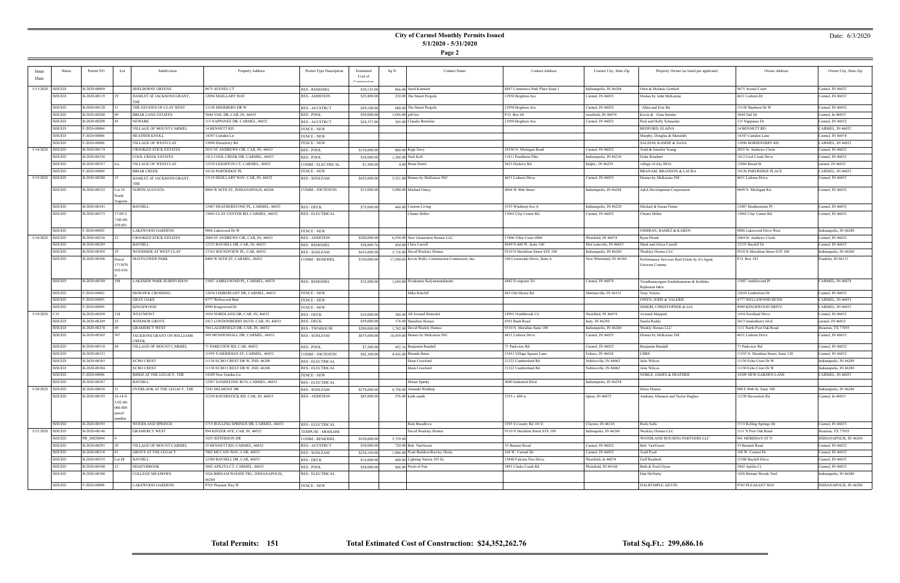# City of Carmel Monthly Permits Issued

## 5/1/2020 - 5/31/2020

Date: 6/3/2020

| Issue Date | Status | Permit NO | Lot | Subdivision | Property Address | Permit Type Description | Estimated Cost of Construction | Sq Ft | Contact Name | Contact Address | Contact City, State Zip | Property Owner (as listed per applicant) | Owner Address | Owner City, State Zip |
|---|---|---|---|---|---|---|---|---|---|---|---|---|---|---|
| 5/13/2020 | ISSUED | B-2020-00069 | | SHELBORNE GREENE | 9675 AVENEL CT | RES - REMODEL | $30,125.00 | 866.00 | Jared Kennard | 8847 Commerce Park Place Suite J | Indianapolis, IN 46268 | Oren & Melanie Gottlieb | 9675 Avenel Court | Carmel, IN 46032 |
| | ISSUED | B-2020-00119 | 19 | HAMLET AT JACKSONS GRANT, THE | 12094 SIGILLARY WAY | RES - ADDITION | $25,800.00 | 220.00 | The Smart Pergola | 12958 Brighton Ave | Carmel, IN 46032 | Homes by John McKenzie | 4631 Lisborn Dr | Carmel, IN 46032 |
| | ISSUED | B-2020-00120 | 11 | THE ESTATES OF CLAY WEST | 13158 SHERBERN DR W | RES - ACCSTRCT | $59,100.00 | 680.00 | The Smart Pergola | 12958 Brighton Ave | Carmel, IN 46032 | Allan and Erin Bir | 13158 Sherbern Dr W | Carmel, IN 46032 |
| | ISSUED | B-2020-00288 | 89 | BRIAR LANE ESTATES | 3844 VAIL DR, CAR, IN, 46033 | RES - POOL | $50,000.00 | 1,056.00 | jeff fox | P.O. Box 60 | westfield, IN 46074 | Kevin & Gina Smolar | 3844 Vail Dr | Carmel, In 46033 |
| | ISSUED | B-2020-00298 | 45 | NEWARK | 115 NAPPANEE DR, CARMEL, 46032 | RES - ACCSTRCT | $24,337.00 | 305.00 | Claudio Bertolini | 12958 Brighton Ave | Carmel, IN 46032 | Paul and Holly Schneider | 115 Nappanee Dr | Carmel, IN 46032 |
| | ISSUED | F-2020-00084 | | VILLAGE OF MOUNT CARMEL | 14 BENNETT RD | FENCE - NEW | | | | | | BEDFORD, ELAINA | 14 BENNETT RD | CARMEL, IN 46032 |
| | ISSUED | F-2020-00086 | | HEATHER KNOLL | 14347 Camden Ln | FENCE - NEW | | | | | | Murphy, Douglas & Meredith | 14347 Camden Lane | Carmel, IN 46074 |
| | ISSUED | F-2020-00088 | | VILLAGE OF WESTCLAY | 13090 Horseferry Rd | FENCE - NEW | | | | | | SALEEM, KASHIF & SANA | 13090 HORSEFERRY RD | CARMEL, IN 46032 |
| 5/14/2020 | ISSUED | B-2020-00174 | | CROOKED STICK ESTATES | 2035 ST ANDREWS CIR, CAR, IN, 46032 | RES - POOL | $130,000.00 | 880.00 | Kipp Terry | 10350 N. Michigan Road | Carmel, IN 46032 | Todd & Jennifer Young | 2035 St. Andrews Circle | Carmel, IN 46032 |
| | ISSUED | B-2020-00336 | | COOL CREEK ESTATES | 1412 COOL CREEK DR, CARMEL, 46033 | RES - POOL | $38,000.00 | 1,288.00 | Nick Kell | 11811 Pendleton Pike | Indianapolis, IN 46236 | Erika Rinehart | 1412 Cool Creek Drive | Carmel, IN 46033 |
| | ISSUED | B-2020-00357 | n/a | VILLAGE OF WESTCLAY | 12239 LEIGHTON CT, CARMEL, 46032 | COMM - ELECTRICAL | $1,500.00 | 0.00 | Brian Distel | 5635 Hickory Rd. | Indpls., IN 46239 | village of clay HOA | 12884 Broad St | carmel, IN 46032 |
| | ISSUED | F-2020-00089 | | BRIAR CREEK | 10126 PARTRIDGE PL | FENCE - NEW | | | | | | BRANAM, BRANDON & LAURA | 10126 PARTRIDGE PLACE | CARMEL, IN 46033 |
| 5/15/2020 | ISSUED | B-2020-00280 | 15 | HAMLET AT JACKSONS GRANT, THE | 12110 SIGILLARY WAY, CAR, IN, 46032 | RES - SGNLFAM | $425,000.00 | 3,521.00 | Homes by McKenzie INC | 4631 Lisborn Drive | Carmel, IN 46033 | Homes by McKenzie INC | 4631 Lisborn Drive | Carmel, IN 46033 |
| | ISSUED | B-2020-00325 | Lot 10 North Augusta | NORTH AUGUSTA | 4004 W 96TH ST, INDIANAPOLIS, 46268 | COMM - NWTENFIN | $15,000.00 | 5,000.00 | Michael Orkey | 4004 W 96th Street | Indianapolis, IN 46268 | A&A Development Corporation | 9699 N. Michigan Rd. | Carmel, IN 46032 |
| | ISSUED | B-2020-00341 | | BAYHILL | 12487 HEATHERSTONE PL, CARMEL, 46033 | RES - DECK | $75,000.00 | 444.00 | Custom Living | 5335 Winthrop Ave A | Indianapolis, IN 46220 | Michael & Susan Flener | 12487 Heatherstone Pl | Carmel, IN 46033 |
| | ISSUED | B-2020-00375 | 17-09-27-00-00-030.001 | | 13065 CLAY CENTER RD, CARMEL, 46032 | RES - ELECTRICAL | | | Chantz Miller | 13065 Clay Center Rd. | Carmel, IN 46032 | Chantz Miller | 13065 Clay Center Rd. | Carmel, IN 46032 |
| | ISSUED | F-2020-00092 | | LAKEWOOD GARDENS | 9806 Lakewood Dr W | FENCE - NEW | | | | | | OMERAN, RAMEZ & KAREN | 9806 Lakewood Drive West | Indianapolis, IN 46280 |
| 5/18/2020 | ISSUED | B-2020-00236 | 32 | CROOKED STICK ESTATES | 2084 ST ANDREWS CIR, CAR, IN, 46032 | RES - ADDITION | $200,000.00 | 6,558.00 | New Generation Homes LLC | 17406 Tiller Court #800 | Westfield, IN 46074 | Ryan Drook | 2084 St. Andrews Circle | Carmel, IN 46032 |
| | ISSUED | B-2020-00289 | | BAYHILL | 12333 BAYHILL DR, CAR, IN, 46033 | RES - REMODEL | $58,089.76 | 450.00 | Chris Carroll | 8049 N 600 W, Suite 100 | McCordsville, IN 46055 | Mark and Alicia Correll | 12333 Bayhill Dr | Carmel, IN 46033 |
| | ISSUED | B-2020-00305 | 19 | WOODSIDE AT WEST CLAY | 13763 SOUNDVIEW PL, CAR, 46032 | RES - SGNLFAM | $435,000.00 | 3,718.00 | David Weekley Homes | 9310 N Meridian Street STE 100 | Indianapolis, IN 46260 | Weekley Homes LLC | 9310 N Meridian Street STE 100 | Indianapolis, IN 46260 |
| | ISSUED | B-2020-00306 | Parcel 1713070 010-010.0 | MAYFLOWER PARK | 4400 W 96TH ST, CARMEL, 46032 | COMM - REMODEL | $550,000.00 | 17,500.00 | Kevin Walls, Construction Contractors, Inc. | 100 Crossroads Drive, Suite A | New Whiteland, IN 46184 | Performance Services Real Estate by it's Agent Grissom Comme | P.O. Box 183 | Franklin, IN 46131 |
| | ISSUED | B-2020-00349 | 198 | LAKESIDE PARK SUBDIVISION | 13887 AMBLEWIND PL, CARMEL, 46074 | RES - REMODEL | $32,000.00 | 1,650.00 | Sivakumar Kalyanasundaram | 4442 Evergreen Trl | Carmel, IN 46074 | Virudhunayagam Senthilkumaran & Krithika Rajkumar h&w | 13887 Amblewind Pl | CARMEL, IN 46074 |
| | ISSUED | F-2020-00082 | | MOHAWK CROSSING | 12654 LIMBERLOST DR, CARMEL, 46033 | FENCE - NEW | | | Mike Ratcliff | 463 Old Moore Rd | Martinsville, IN 46151 | Tony Yekeris | 12654 Limberlost Dr | Carmel, IN 46033 |
| | ISSUED | F-2020-00093 | | GRAY OAKS | 4777 Wellswood Bnd | FENCE - NEW | | | | | | OWEN, JOHN & VALERIE | 4777 WELLSWOOD BEND | CARMEL, IN 46033 |
| | ISSUED | F-2020-00095 | | KINGSWOOD | 4990 Kingswood Dr | FENCE - NEW | | | | | | SIMERI, CHRISTOPHER & LIA | 4990 KINGSWOOD DRIVE | CARMEL, IN 46033 |
| 5/19/2020 | C/O | B-2020-00209 | 128 | WESTMONT | 1654 NORDLAND DR, CAR, IN, 46032 | RES - DECK | $10,000.00 | 384.00 | All Around Remodel | 18901 Northbrook Cir | Westfield, IN 46074 | Avinash Muppidi | 1654 Nordland Drive | Carmel, IN 46032 |
| | ISSUED | B-2020-00249 | 25 | WINDSOR GROVE | 2413 LONDONBERRY BLVD, CAR, IN, 46032 | RES - DECK | $59,000.00 | 174.00 | Hamilton Homes | 8501 Bash Road | Indy, IN 46250 | Sunila Reddy | 2413 londonberry blvd | carmel, IN 46032 |
| | ISSUED | B-2020-00278 | 69 | GRAMERCY WEST | 704 LAGERFIELD DR, CAR, IN, 46032 | RES - TWNHOUSE | $200,000.00 | 1,742.00 | David Weekly Homes | 9310 N. Meridian Suite 100 | Indianapolis, IN 46260 | Weekly Homes LLC | 1111 North Post Oak Road | Houston, TX 77055 |
| | ISSUED | B-2020-00302 | 307 | JACKSONS GRANT ON WILLIAMS CREEK | 509 MENDENHALL DR, CARMEL, 46032 | RES - SGNLFAM | $875,000.00 | 10,459.00 | Homes by McKenzie INC | 4631 Lisborn Drive | Carmel, IN 46033 | Homes by McKenzie INC | 4631 Lisborn Drive | Carmel, IN 46033 |
| | ISSUED | B-2020-00318 | 84 | VILLAGE OF MOUNT CARMEL | 71 PARKVIEW RD, CAR, 46032 | RES - POOL | $7,200.00 | 452.16 | Benjamin Randall | 71 Parkview Rd. | Carmel, IN 46032 | Benjamin Randall | 71 Parkview Rd | Carmel, IN 46032 |
| | ISSUED | B-2020-00331 | | | 11595 N MERIDIAN ST, CARMEL, 46032 | COMM - NWTENFIN | $42,300.00 | 4,436.00 | Rhonda Bates | 11051 Village Square Lane | Fishers, IN 46038 | CBRE | 11555 N. Meridian Street, Suite 120 | Carmel, IN 46032 |
| | ISSUED | B-2020-00383 | | ECHO CREST | 11130 ECHO CREST DR W, IND, 46280 | RES - ELECTRICAL | | | Dean Crawford | 21222 Cumberland Rd | Noblesville, IN 46062 | Julie Wilcox | 11130 Echo Crest Dr W | Indianapolis, IN 46280 |
| | ISSUED | B-2020-00384 | | ECHO CREST | 11130 ECHO CREST DR W, IND, 46280 | RES - ELECTRICAL | | | Dean Crawford | 21222 Cumberland Rd | Noblesville, IN 46062 | Julie Wilcox | 11130 Echo Crest Dr W | Indianapolis, IN 46280 |
| | ISSUED | F-2020-00096 | | RIDGE AT THE LEGACY, THE | 14309 New Garden Ln | FENCE - NEW | | | | | | NOBLE, JAMES & HEATHER | 14309 NEW GARDEN LANE | CARMEL, IN 46033 |
| | ISSUED | B-2020-00387 | | BAYHILL | 12587 SANDSTONE RUN, CARMEL, 46033 | RES - ELECTRICAL | | | Mister Sparky | 4040 Industrial Blvd | Indianapolis, IN 46254 | | | |
| 5/20/2020 | ISSUED | B-2020-00036 | 31 | OVERLOOK AT THE LEGACY, THE | 7243 DELMONT DR | RES - SGNLFAM | $278,000.00 | 4,758.00 | Amanda Waldrup | | | Drees Homes | 900 E 96th St, Suite 100 | Indianapolis, IN 46240 |
| | ISSUED | B-2020-00193 | 16-14-05-02-06-006.000 parcel number | | 11230 HAVERSTICK RD, CAR, IN, 46033 | RES - ADDITION | $85,000.00 | 576.00 | keith smith | 3353 s 800 w | tipton, IN 46072 | Anthony Allanson and Taylor Hughes | 11230 Haverstick Rd | Carmel, In 46033 |
| | ISSUED | B-2020-00393 | | WOODLAND SPRINGS | 3715 ROLLING SPRINGS DR, CARMEL, 46033 | RES - ELECTRICAL | | | Rick Breedlove | 3393 S County Rd 101 E | Clayton, IN 46118 | Ricki Sells | 3715 Rolling Springs Dr | Carmel, IN 46033 |
| 5/21/2020 | ISSUED | B-2020-00146 | | GRAMERCY WEST | 994 KINZER AVE, CAR, IN, 46032 | TEMPUSE - MODLHM | | | David Weekley Homes | 9310 N Meridian Street STE 100 | Indianapolis, IN 46260 | Weekley Homes LLC | 1111 N Post Oak Road | Houston, TX 77055 |
| | ISSUED | PB_20020094 | 0 | | 1825 JEFFERSON DR | COMM - REMODEL | $550,000.00 | 3,739.00 | | | | WOODLAND HOUSING PARTNERS LLC | 941 MERIDIAN ST N | INDIANAPOLIS, IN 46204 |
| | ISSUED | B-2020-00291 | 29 | VILLAGE OF MOUNT CARMEL | 35 BENNETT RD, CARMEL, 46032 | RES - ACCSTRCT | $30,000.00 | 720.00 | Bob VanVoorst | 35 Bennett Road | Carmel, IN 46032 | Bob VanVoorst | 35 Bennett Road | Carmel, IN 46032 |
| | ISSUED | B-2020-00316 | 81 | GROVE AT THE LEGACY | 7002 MCCAIN WAY, CAR, 46033 | RES - SGNLFAM | $234,169.00 | 1,896.00 | Pyatt Builders/Rawley Hicks | 168 W. Carmel Dr. | Carmel, IN 46032 | Todd Pyatt | 168 W. Carmel Dr. | Carmel, IN 46032 |
| | ISSUED | B-2020-00335 | Lot 88 | BAYHILL | 12380 BAYHILL DR, CAR, 46033 | RES - DECK | $14,000.00 | 600.00 | Lighting Nation 365 llc | 15840 Falcons Fire Drive | Westfield, In 46074 | Geff Rainbolt | 12380 Bayhill Drive | Carmel, IN 46033 |
| | ISSUED | B-2020-00348 | 12 | SHADYBROOK | 3042 APILIA CT, CARMEL, 46033 | RES - POOL | $58,000.00 | 668.00 | Pools of Fun | 3891 Clarks Creek Rd. | Plainfield, IN 46168 | Beth & Fred Glynn | 3042 Apilia Ct. | Carmel, IN 46033 |
| | ISSUED | B-2020-00380 | | COLLEGE MEADOWS | 1026 BIRNAM WOODS TRL, INDIANAPOLIS, 46280 | RES - ELECTRICAL | | | | | | Dan McNulty | 1026 Birnam Woods Trail | Indianapolis, IN 46280 |
| | ISSUED | F-2020-00098 | | LAKEWOOD GARDENS | 9765 Pleasant Way W | FENCE - NEW | | | | | | DALRYMPLE, KEVIN | 9765 PLEASANT WAY | INDIANAPOLIS, IN 46280 |

**Total Permits: 151** | **Total Estimated Cost of Construction: $24,352,262.76** | **Total Sq.Ft.: 299,686.16**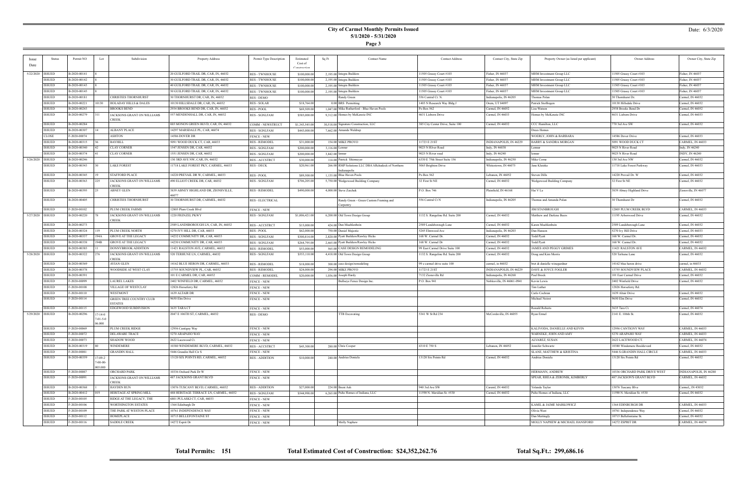# City of Carmel Monthly Permits Issued

**5/1/2020 - 5/31/2020**

Date: 6/3/2020

| Issue Date | Status | Permit NO | Lot | Subdivision | Property Address | Permit Type Description | Estimated Cost of Construction | Sq Ft | Contact Name | Contact Address | Contact City, State Zip | Property Owner (as listed per applicant) | Owner Address | Owner City, State Zip |
|---|---|---|---|---|---|---|---|---|---|---|---|---|---|---|
| 5/22/2020 | ISSUED | B-2020-00141 | 8 | | 20 GUILFORD TRAIL DR, CAR, IN, 46032 | RES - TWNHOUSE | $100,000.00 | 2,195.00 | Integra Builders | 11505 Grassy Court #103 | Fisher, IN 46037 | MHM Investment Group LLC | 11505 Grassy Court #103 | Fisher, IN 46037 |
| | ISSUED | B-2020-00142 | 8 | | 30 GUILFORD TRAIL DR, CAR, IN, 46032 | RES - TWNHOUSE | $100,000.00 | 2,195.00 | Integra Builders | 11505 Grassy Court #103 | Fisher, IN 46037 | MHM Investment Group LLC | 11505 Grassy Court #103 | Fisher, IN 46037 |
| | ISSUED | B-2020-00143 | 8 | | 40 GUILFORD TRAIL DR, CAR, IN, 46032 | RES - TWNHOUSE | $100,000.00 | 2,195.00 | Integra Builders | 11505 Grassy Court #103 | Fisher, IN 46037 | MHM Investment Group LLC | 11505 Grassy Court #103 | Fisher, IN 46037 |
| | ISSUED | B-2020-00145 | 8 | | 50 GUILFORD TRAIL DR, CAR, IN, 46032 | RES - TWNHOUSE | $100,000.00 | 2,195.00 | Integra Builders | 11505 Grassy Court #103 | Fisher, IN 46037 | MHM Investment Group LLC | 11505 Grassy Court #103 | Fisher, IN 46037 |
| | ISSUED | B-2020-00181 | | CHRISTIES THORNHURST | 30 THORNHURST DR, CAR, IN, 46032 | RES - DEMO | | | Randy Green | 556 Central Ct. N. | Indianapolis, IN 46205 | Thomas Polan | 30 Thornhurst Dr. | Carmel, IN 46032 |
| | ISSUED | B-2020-00221 | 10130 | HOLADAY HILLS & DALES | 10130 HILLSDALE DR, CAR, IN, 46032 | RES - SOLAR | $18,764.00 | 0.00 | BRS Permitting | 1403 N Research Way Bldg J | Orem, UT 84097 | Patrick Stoffregen | 10130 Hillsdale Drive | Carmel, IN 46032 |
| | ISSUED | B-2020-00243 | | BROOKS BEND | 2934 BROOKS BEND DR, CAR, IN, 46032 | RES - POOL | $69,509.00 | 1,047.00 | Mike Rutherford - Blue Haven Pools | Po Box 562 | Carmel, IN 46052 | Lisa Watson | 2958 Brooks Bend Dr | Carmel, IN 46052 |
| | ISSUED | B-2020-00279 | 311 | JACKSONS GRANT ON WILLIAMS CREEK | 557 MENDENHALL DR, CAR, IN, 46032 | RES - SGNLFAM | $585,000.00 | 9,312.00 | Homes by McKenzie INC | 4631 Lisborn Drive | Carmel, IN 46033 | Homes by McKenzie INC | 4631 Lisborn Drive | Carmel, IN 46033 |
| | ISSUED | B-2020-00284 | | | 885 MONON GREEN BLVD, CAR, IN, 46032 | COMM - NEWSTRUCT | $1,343,545.00 | 30,518.00 | Signature Construction, LLC | 385 City Center Drive, Suite 100 | Carmel, IN 46032 | CCC Hamilton, LLC | 770 3rd Ave SW | Carmel, IN 46032 |
| | ISSUED | B-2020-00307 | 14 | ALBANY PLACE | 14297 MARSDALE PL, CAR, IN, 46074 | RES - SGNLFAM | $443,000.00 | 7,662.00 | Amanda Waldrup | | | Drees Homes | | |
| | CLOSE | F-2020-00074 | | ASHTON | 14586 DOVER DR | FENCE - NEW | | | | | | WOERLY, JOHN & BARBARA | 14586 Dover Drive | Carmel, IN 46033 |
| | ISSUED | B-2020-00315 | 56 | BAYHILL | 5091 WOOD DUCK CT, CAR, IN, 46033 | RES - REMODEL | $31,000.00 | 154.00 | MIKE PROVO | 11723 E 21ST | INDIANAPOLIS, IN 46229 | BARRY & SANDRA MORGAN | 5091 WOOD DUCK CT | CARMEL, IN 46033 |
| | ISSUED | B-2020-00340 | 42 | CLAY CORNER | 1547 JENSEN DR, CAR, IN, 46032 | RES - SGNLFAM | $200,000.00 | 3,116.00 | Lennar | 9025 N River Road | Indy, IN 46038 | Lennar | 9025 N River Road | Indy, IN 46240 |
| | ISSUED | B-2020-00374 | 41 | CLAY CORNER | 1531 JENSEN DR, CAR, IN, 46032 | RES - SGNLFAM | $200,000.00 | 3,842.00 | lennar | 9025 N River road | Indy, IN 46240 | lennar | 9025 N River Road | INDY, IN 46240 |
| 5/26/2020 | ISSUED | B-2020-00246 | | CREEK | 130 3RD AVE NW, CAR, IN, 46032 | RES - ACCSTRCT | $30,000.00 | 114.00 | Patrick Shirmeyer | 6330 E 75th Street Suite 156 | Indianapolis, IN 46250 | Mike Corne | 130 3rd Ave NW | Carmel, IN 46032 |
| | ISSUED | B-2020-00343 | 30 | LAKE FOREST | 11718 LAKE FOREST PKY, CARMEL, 46033 | RES - DECK | $20,961.00 | 286.00 | RMP Solutions LLC DBA ARchadeck of Northern Indianapolis | 5065 Brighton Drive | Whitestown, IN 46075 | Jane Klatzke | 11718 Lake Forest Parkway | Carmel, IN 46033 |
| | ISSUED | B-2020-00345 | 19 | STAFFORD PLACE | 14220 PREVAIL DR W, CARMEL, 46033 | RES - POOL | $89,500.00 | 1,135.00 | Blue Haven Pools | Po Box 562 | Lebanon, IN 46052 | Steven Dills | 14220 Prevail Dr. W | Carmel, IN 46032 |
| | ISSUED | B-2020-00363 | 225 | JACKSONS GRANT ON WILLIAMS CREEK | 490 ELLIOT CREEK DR, CAR, 46032 | RES - SGNLFAM | $706,205.00 | 5,750.00 | Wedgewood Building Company | 32 First St NE | Carmel, IN 46032 | Wedgewood Building Company | 32 First St NE | Carmel, IN 46032 |
| | ISSUED | B-2020-00395 | 25 | ABNEY GLEN | 3839 ABNEY HIGHLAND DR, ZIONSVILLE, 46077 | RES - REMODEL | $490,000.00 | 4,000.00 | Steve Zurchek | P.O. Box 746 | Plainfield, IN 46168 | Hai V Le | 3839 Abney Highland Drive | Zionsville, IN 46077 |
| | ISSUED | B-2020-00405 | | CHRISTIES THORNHURST | 30 THORNHURST DR, CARMEL, 46032 | RES - ELECTRICAL | | | Randy Green - Green Custom Framing and Carpentry | 556 Central Ct N | Indianapolis, IN 46205 | Thomas and Amanda Polan | 30 Thornhurst Dr | Carmel, IN 46032 |
| | ISSUED | F-2020-00102 | | PLUM CREEK FARMS | 12805 Plum Creek Blvd | FENCE - NEW | | | | | | JIM STANBROUGH | 12805 PLUM CREEK BLVD | CARMEL, IN 46033 |
| 5/27/2020 | ISSUED | B-2020-00220 | 78 | JACKSONS GRANT ON WILLIAMS CREEK | 1220 FRENZEL PKWY | RES - SGNLFAM | $1,006,421.00 | 6,200.00 | Old Town Design Group | 1132 S. Rangeline Rd. Suite 200 | Carmel, IN 46032 | Matthew and Darlene Beers | 11195 Arborwood Drive | Carmel, IN 46032 |
| | ISSUED | B-2020-00273 | | | 2589 LANDSBOROUGH LN, CAR, IN, 46032 | RES - ACCSTRCT | $15,000.00 | 424.00 | Dan Muehlenbein | 2589 Landsborough Lane | Carmel, IN 46032 | Karen Muehlenbein | 2589 Landsborough Lane | Carmel, IN 46032 |
| | ISSUED | B-2020-00324 | 119 | PLUM CREEK NORTH | 5270 IVY HILL DR, CAR, 46033 | RES - POOL | $62,000.00 | 750.00 | Daniel Majestic | 5245 Elmwood Ave | Indianapolis, IN 46203 | Dan Hanson | 5270 Ivy Hill Drive | Carmel, IN 46033 |
| | ISSUED | B-2020-00337 | 194A | GROVE AT THE LEGACY | 14232 COMMUNITY DR, CAR, 46033 | RES - SGNLFAM | $309,814.00 | 2,820.00 | Pyatt Builders/Rawley Hicks | 168 W. Carmel Dr. | Carmel, IN 46032 | Todd Pyatt | 168 W. Carmel Dr. | Carmel, IN 46032 |
| | ISSUED | B-2020-00338 | 194B | GROVE AT THE LEGACY | 14230 COMMUNITY DR, CAR, 46033 | RES - SGNLFAM | $264,795.00 | 2,665.00 | Pyatt Builders/Rawley Hicks | 168 W. Carmel Dr | Carmel, IN 46032 | Todd Pyatt | 168 W. Carmel Dr. | Carmel, IN 46032 |
| | ISSUED | B-2020-00385 | 11 | DONNYBROOK ADDITION | 11421 RALSTON AVE, CARMEL, 46032 | RES - REMODEL | $53,000.00 | 565.00 | CASE DESIGN REMODELING | 99 East Carmel Drive Suite 100 | Carmel, IN 46032 | JAMES AND PEGGY GRIMES | 11421 RALSTON AVE | CARMEL, IN 46032 |
| 5/28/2020 | ISSUED | B-2020-00322 | 276 | JACKSONS GRANT ON WILLIAMS CREEK | 520 TERHUNE LN, CARMEL, 46032 | RES - SGNLFAM | $553,110.00 | 4,418.00 | Old Town Design Group | 1132 S. Rangeline Rd. Suite 200 | Carmel, IN 46032 | Doug and Kim Morris | 520 Terhune Lane | Carmel, IN 46032 |
| | ISSUED | B-2020-00369 | | AVIAN GLEN | 14162 BLUE HERON DR, CARMEL, 46033 | RES - REMODEL | $18,000.00 | 300.00 | case design/remodeling | 99 e carmel drive suite 100 | carmel, in 46033 | bret & danielle winegardner | 14162 blue heron drive | carmel, in 46033 |
| | ISSUED | B-2020-00378 | | WOODSIDE AT WEST CLAY | 13755 SOUNDVIEW PL, CAR, 46032 | RES - REMODEL | $24,000.00 | 294.00 | MIKE PROVO | 11723 E 21ST | INDIANAPOLIS, IN 46229 | DAVE & JOYCE FOGLER | 13755 SOUNDVIEW PLACE | CARMEL, IN 46032 |
| | ISSUED | B-2020-00391 | | | 101 E CARMEL DR, CAR, 46032 | COMM - REMODEL | $20,000.00 | 1,056.00 | Joseph Hardy | 7132 Zionsville Rd | Indianapolis, IN 46268 | Paul Brock | 101 East Carmel Drive | Carmel, IN 46032 |
| | ISSUED | F-2020-00099 | | LAUREL LAKES | 2402 WINFIELD DR, CARMEL, 46032 | FENCE - NEW | | | Bullseye Fence Design Inc. | P.O. Box 941 | Noblesville, IN 46061-0941 | Kevin Lewis | 2402 Winfield Drive | Carmel, IN 46032 |
| | ISSUED | F-2020-00108 | | VILLAGE OF WESTCLAY | 12826 Horseferry Rd | FENCE - NEW | | | | | | Tim Luther | 12826 Horseferry Rd. | |
| | ISSUED | F-2020-00110 | | WESTMONT | 1639 ALTAIR DR | FENCE - NEW | | | | | | Carlo Cochran | 1639 Altair Drive | Carmel, IN 46032 |
| | ISSUED | F-2020-00114 | | GREEN TREE COUNTRY CLUB ESTATES | 9650 Elm Drive | FENCE - NEW | | | | | | Michael Nozzet | 9650 Elm Drive | Carmel, IN 46032 |
| | ISSUED | F-2020-00115 | | EDGEWOOD SUBDIVISION | 3635 TARA CT | FENCE - NEW | | | | | | Ronald Roberts | 3635 Tara Ct. | Carmel, IN 46074 |
| 5/29/2020 | ISSUED | B-2020-00296 | 17-14-0 7-01-5-0 06.000 | | 2047 E 106TH ST, CARMEL, 46032 | RES - DEMO | | | TTB Excavating | 5341 W St Rd 234 | McCordsville, IN 46055 | Ryan Ermel | 2141 E. 106th St. | Carmel, IN 46032 |
| | ISSUED | F-2020-00069 | | PLUM CREEK RIDGE | 12956 Cantigny Way | FENCE - NEW | | | | | | KALIVODA, DANIELLE AND KEVIN | 12956 CANTIGNY WAY | CARMEL, IN 46033 |
| | ISSUED | F-2020-00072 | | DELAWARE TRACE | 5270 ARAPAHO WAY | FENCE - NEW | | | | | | WARNEKE, JOHN AND AMY | 5270 ARAPAHO WAY | CARMEL, IN 46033 |
| | ISSUED | F-2020-00073 | | SHADOW WOOD | 2622 Lacewood Ct. | FENCE - NEW | | | | | | ALVAREZ, SUSAN | 2622 LACEWOOD CT. | CARMEL, IN 46074 |
| | ISSUED | B-2020-00319 | 80 | WINDEMERE | 10380 WINDEMERE BLVD, CARMEL, 46032 | RES - ACCSTRCT | $45,300.00 | 280.00 | Chris Cooper | 4310 E 750 S | Lebanon, IN 46052 | Jennifer Schwartz | 10380 Windemere Bouldevard | Carmel, IN 46032 |
| | ISSUED | F-2020-00081 | | GRANDIN HALL | 5446 Grandin Hall Cir S | FENCE - NEW | | | | | | SLANE, MATTHEW & KRISTINA | 5446 S.GRANDIN HALL CIRCLE | CARMEL, IN 46033 |
| | ISSUED | B-2020-00359 | 17-09-2 7-00-00- 005.000 | | 13120 SIX POINTS RD, CARMEL, 46032 | RES - ADDITION | $10,000.00 | 240.00 | Andrius Doniela | 13120 Six Points Rd | Carmel, IN 46032 | Andrius Doniela | 13120 Six Points Rd | Carmel, IN 46032 |
| | ISSUED | F-2020-00087 | | ORCHARD PARK | 10336 Orchard Park Dr W | FENCE - NEW | | | | | | HERMANN, ANDREW | 10336 ORCHARD PARK DRIVE WEST | INDIANAPOLIS, IN 46280 |
| | ISSUED | F-2020-00091 | | JACKSONS GRANT ON WILLIAMS CREEK | 487 JACKSONS GRANT BLVD | FENCE - NEW | | | | | | SPEAR, RHEA & ZERONIK, KIMBERLY | 487 JACKSON'S GRANT BLVD | CARMEL, IN 46032 |
| | ISSUED | B-2020-00368 | 1 | HAYDEN RUN | 13076 TUSCANY BLVD, CARMEL, 46032 | RES - ADDITION | $27,000.00 | 224.00 | Brent Ash | 940 3rd Ave SW | Careml, IN 46032 | Yolanda Taylor | 13076 Tuscany Blvd | Carmel,, IN 43032 |
| | ISSUED | B-2020-00412 | 019 | HERITAGE AT SPRING MILL | 488 HERITAGE TERRACE LN, CARMEL, 46032 | RES - SGNLFAM | $544,998.00 | 6,265.00 | Pulte Homes of Indiana, LLC | 11590 N. Meridian St. #530 | Carmel, IN 46032 | Pulte Homes of Indiana, LLC | 11590 N. Meridian St. #530 | Carmel, IN 46032 |
| | ISSUED | F-2020-00105 | | RIDGE AT THE LEGACY, THE | 6801 PULASKI CT, CAR, 46033 | FENCE - NEW | | | | | | | | |
| | ISSUED | F-2020-00106 | | WORTHINGTON ESTATES | 1364 Edinburgh Dr | FENCE - NEW | | | | | | KAMIL & JAIME MARKOWICZ | 1364 EDINBURGH DR | CARMEL, IN 46033 |
| | ISSUED | F-2020-00109 | | THE PARK AT WESTON PLACE | 10761 INDEPENDENCE WAY | FENCE - NEW | | | | | | Olivia West | 10761 Independence Way | Carmel, IN 46032 |
| | ISSUED | F-2020-00112 | | HOMEPLACE | 10715 BELLEFONTAINE ST | FENCE - NEW | | | | | | Dan Mattingly | 10715 Bellefontaine St. | Carmel, IN 46032 |
| | ISSUED | F-2020-00116 | | SADDLE CREEK | 14272 Esprit Dr | FENCE - NEW | | | Molly Naphew | | | MOLLY NAPHEW & MICHAEL HANSFORD | 14272 ESPRIT DR | CARMEL, IN 46074 |

**Total Permits: 151** **Total Estimated Cost of Construction: $24,352,262.76** **Total Sq.Ft.: 299,686.16**